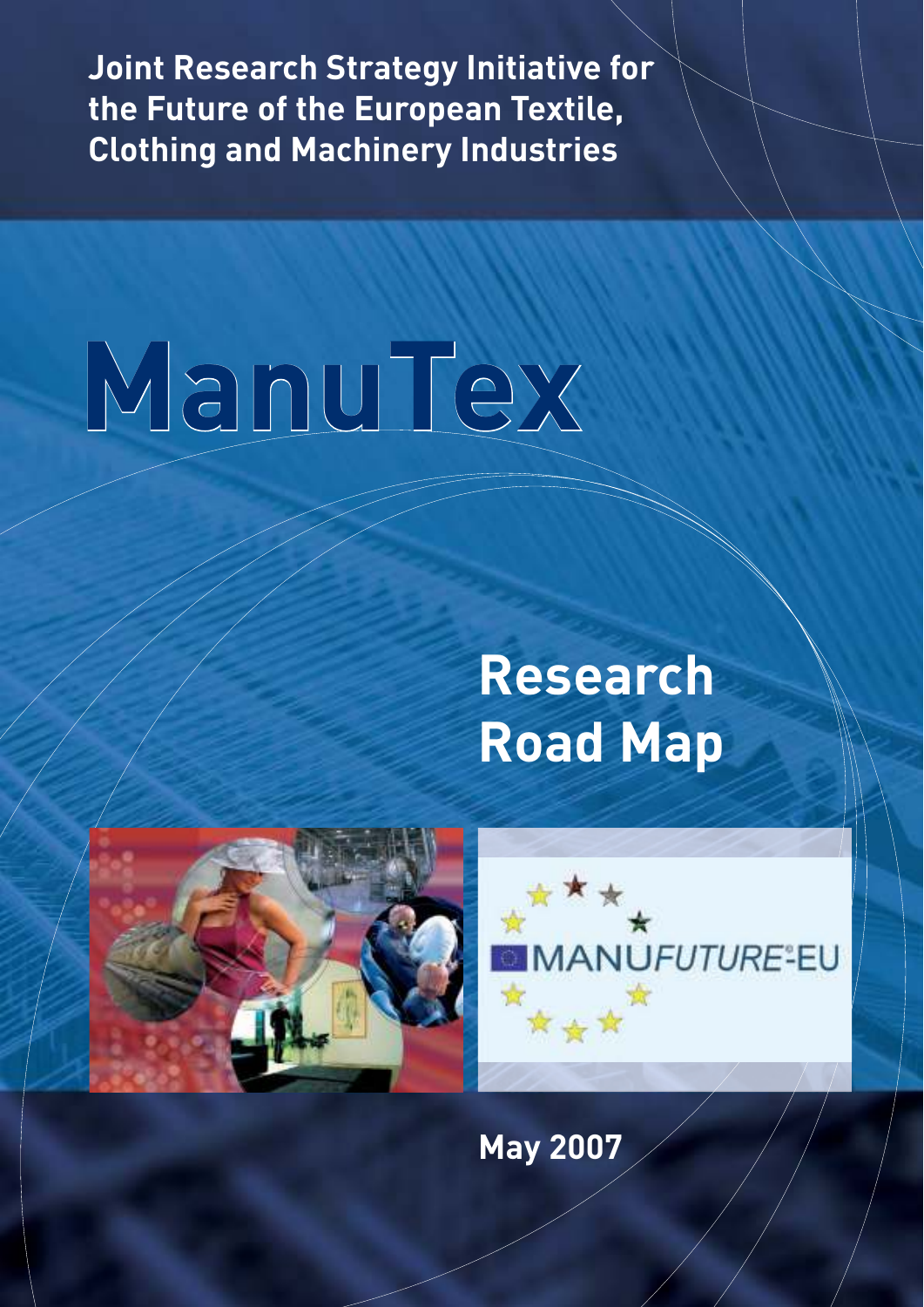**Joint Research Strategy Initiative for the Future of the European Textile, Clothing and Machinery Industries**

# ManuTex

## Research Road Map

MANUFUTURE-EU

**May 2007**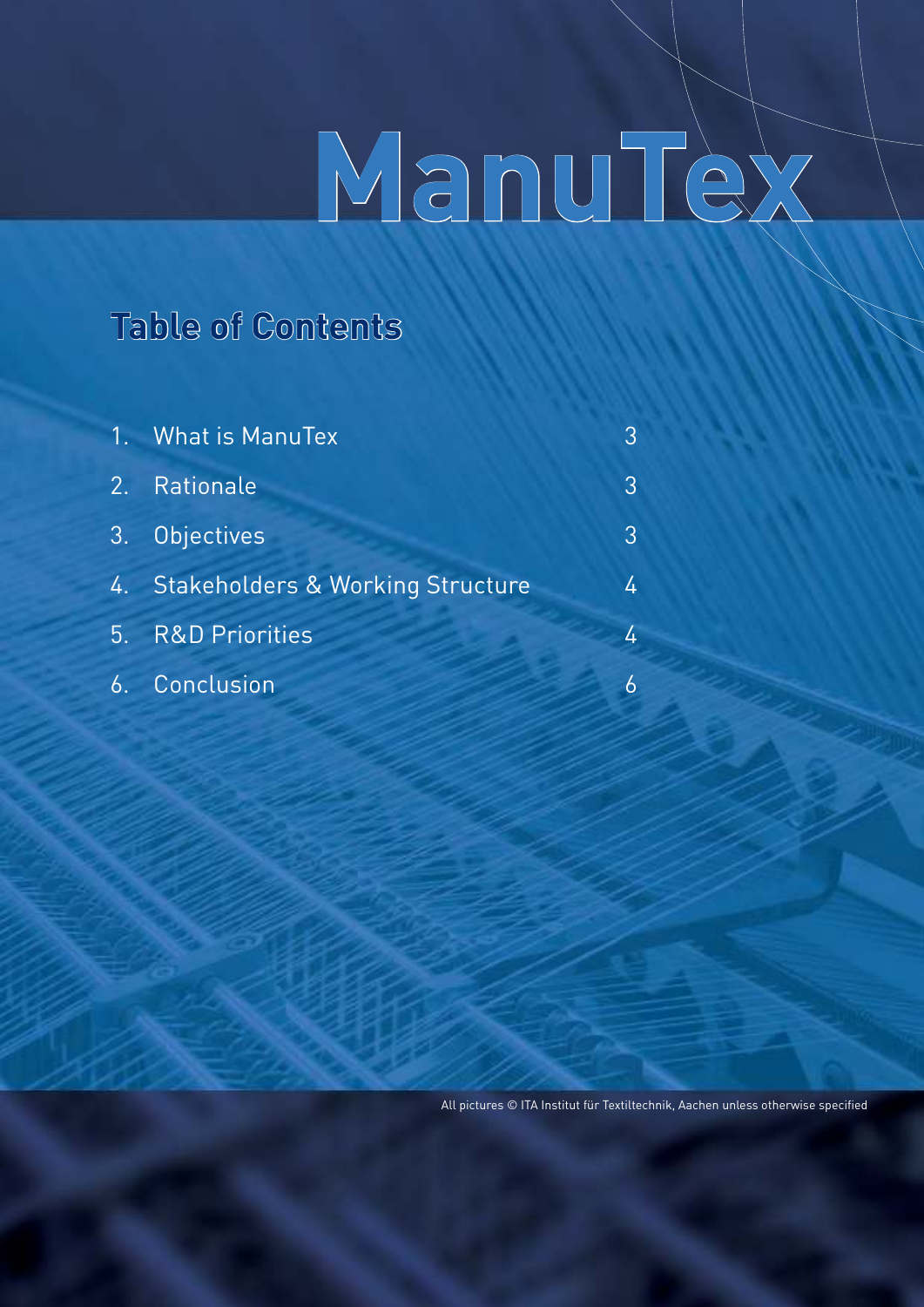# ManuTex

## Table of Contents

| | | |
|---|---|---|
| 1. | What is ManuTex | 3 |
| 2. | Rationale | 3 |
| 3. | Objectives | 3 |
| 4. | Stakeholders & Working Structure | 4 |
| 5. | R&D Priorities | 4 |
| 6. | Conclusion | 6 |

All pictures © ITA Institut für Textiltechnik, Aachen unless otherwise specified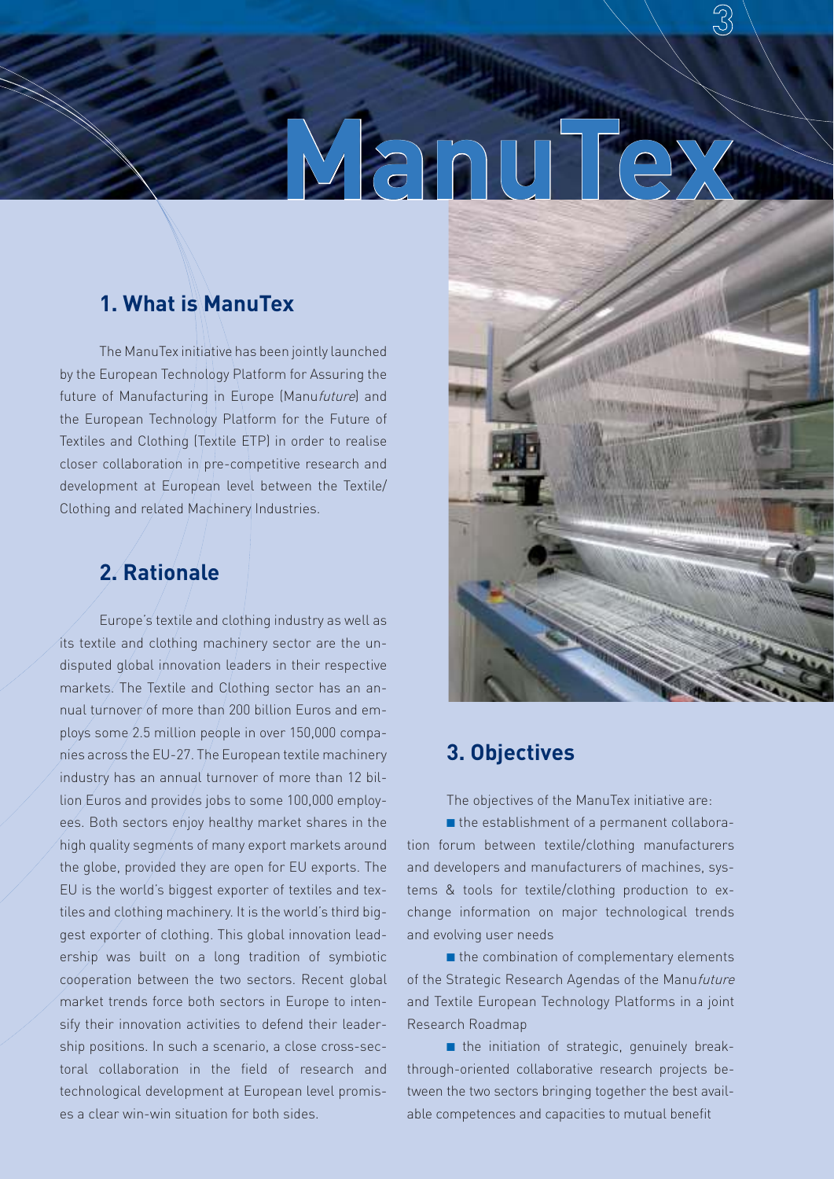# ManuTex

## 1. What is ManuTex

The ManuTex initiative has been jointly launched by the European Technology Platform for Assuring the future of Manufacturing in Europe (Manu*future*) and the European Technology Platform for the Future of Textiles and Clothing (Textile ETP) in order to realise closer collaboration in pre-competitive research and development at European level between the Textile/ Clothing and related Machinery Industries.

## 2. Rationale

Europe's textile and clothing industry as well as its textile and clothing machinery sector are the undisputed global innovation leaders in their respective markets. The Textile and Clothing sector has an annual turnover of more than 200 billion Euros and employs some 2.5 million people in over 150,000 companies across the EU-27. The European textile machinery industry has an annual turnover of more than 12 billion Euros and provides jobs to some 100,000 employees. Both sectors enjoy healthy market shares in the high quality segments of many export markets around the globe, provided they are open for EU exports. The EU is the world's biggest exporter of textiles and textiles and clothing machinery. It is the world's third biggest exporter of clothing. This global innovation leadership was built on a long tradition of symbiotic cooperation between the two sectors. Recent global market trends force both sectors in Europe to intensify their innovation activities to defend their leadership positions. In such a scenario, a close cross-sectoral collaboration in the field of research and technological development at European level promises a clear win-win situation for both sides.

## 3. Objectives

The objectives of the ManuTex initiative are:

- the establishment of a permanent collaboration forum between textile/clothing manufacturers and developers and manufacturers of machines, systems & tools for textile/clothing production to exchange information on major technological trends and evolving user needs
- the combination of complementary elements of the Strategic Research Agendas of the Manu*future* and Textile European Technology Platforms in a joint Research Roadmap
- the initiation of strategic, genuinely breakthrough-oriented collaborative research projects between the two sectors bringing together the best available competences and capacities to mutual benefit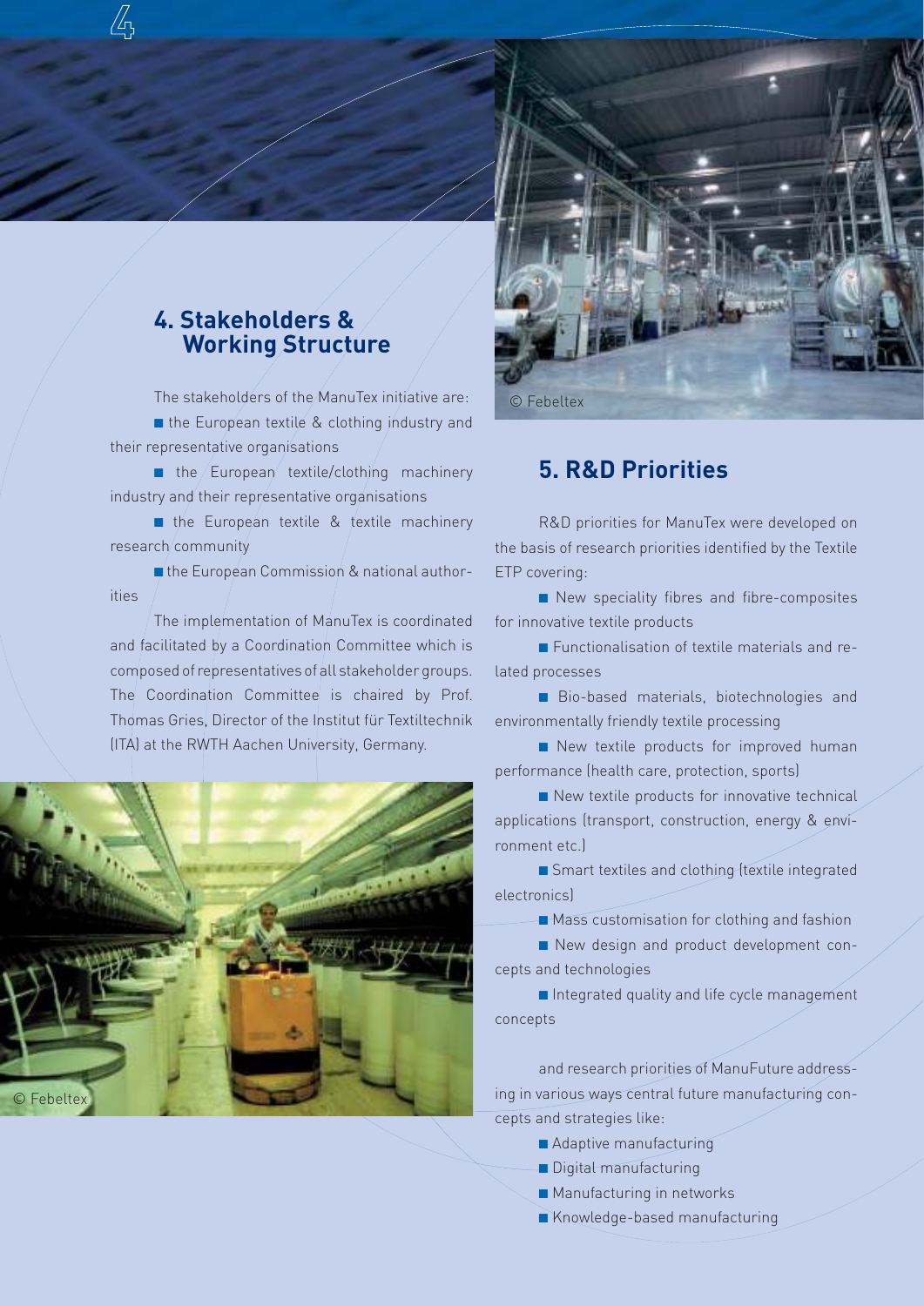## 4. Stakeholders & Working Structure

The stakeholders of the ManuTex initiative are:

- the European textile & clothing industry and their representative organisations
- the European textile/clothing machinery industry and their representative organisations
- the European textile & textile machinery research community
- the European Commission & national authorities

The implementation of ManuTex is coordinated and facilitated by a Coordination Committee which is composed of representatives of all stakeholder groups. The Coordination Committee is chaired by Prof. Thomas Gries, Director of the Institut für Textiltechnik (ITA) at the RWTH Aachen University, Germany.

© Febeltex

© Febeltex

## 5. R&D Priorities

R&D priorities for ManuTex were developed on the basis of research priorities identified by the Textile ETP covering:

- New speciality fibres and fibre-composites for innovative textile products
- Functionalisation of textile materials and related processes
- Bio-based materials, biotechnologies and environmentally friendly textile processing
- New textile products for improved human performance (health care, protection, sports)
- New textile products for innovative technical applications (transport, construction, energy & environment etc.)
- Smart textiles and clothing (textile integrated electronics)
- Mass customisation for clothing and fashion
- New design and product development concepts and technologies
- Integrated quality and life cycle management concepts

and research priorities of ManuFuture addressing in various ways central future manufacturing concepts and strategies like:

- Adaptive manufacturing
- Digital manufacturing
- Manufacturing in networks
- Knowledge-based manufacturing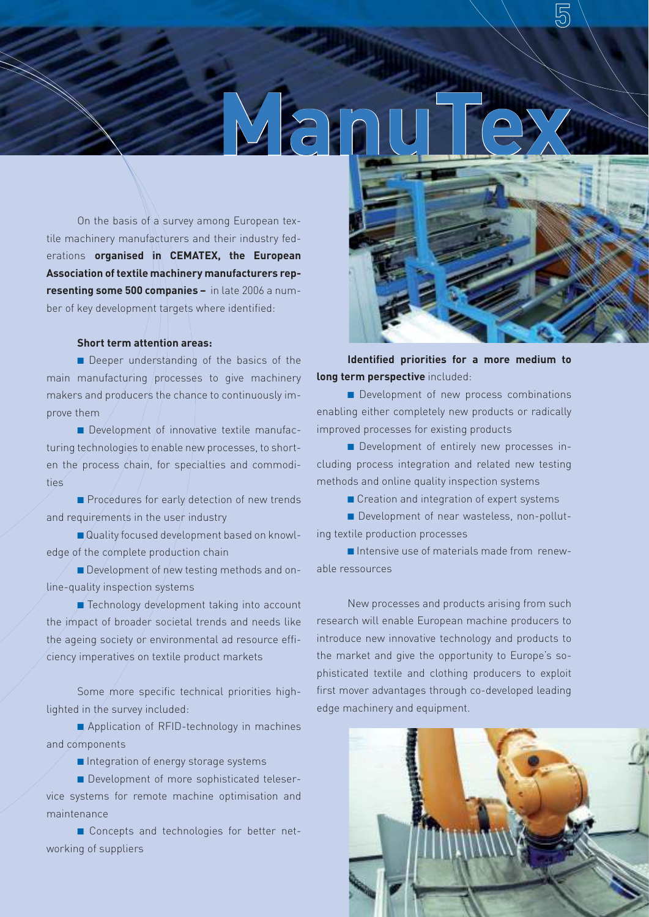# ManuTex

On the basis of a survey among European textile machinery manufacturers and their industry federations **organised in CEMATEX, the European Association of textile machinery manufacturers representing some 500 companies –** in late 2006 a number of key development targets where identified:

**Short term attention areas:**

- Deeper understanding of the basics of the main manufacturing processes to give machinery makers and producers the chance to continuously improve them
- Development of innovative textile manufacturing technologies to enable new processes, to shorten the process chain, for specialties and commodities
- Procedures for early detection of new trends and requirements in the user industry
- Quality focused development based on knowledge of the complete production chain
- Development of new testing methods and online-quality inspection systems
- Technology development taking into account the impact of broader societal trends and needs like the ageing society or environmental ad resource efficiency imperatives on textile product markets

Some more specific technical priorities highlighted in the survey included:

- Application of RFID-technology in machines and components
- Integration of energy storage systems
- Development of more sophisticated teleservice systems for remote machine optimisation and maintenance
- Concepts and technologies for better networking of suppliers

**Identified priorities for a more medium to long term perspective** included:

- Development of new process combinations enabling either completely new products or radically improved processes for existing products
- Development of entirely new processes including process integration and related new testing methods and online quality inspection systems
- Creation and integration of expert systems
- Development of near wasteless, non-polluting textile production processes
- Intensive use of materials made from renewable ressources

New processes and products arising from such research will enable European machine producers to introduce new innovative technology and products to the market and give the opportunity to Europe's sophisticated textile and clothing producers to exploit first mover advantages through co-developed leading edge machinery and equipment.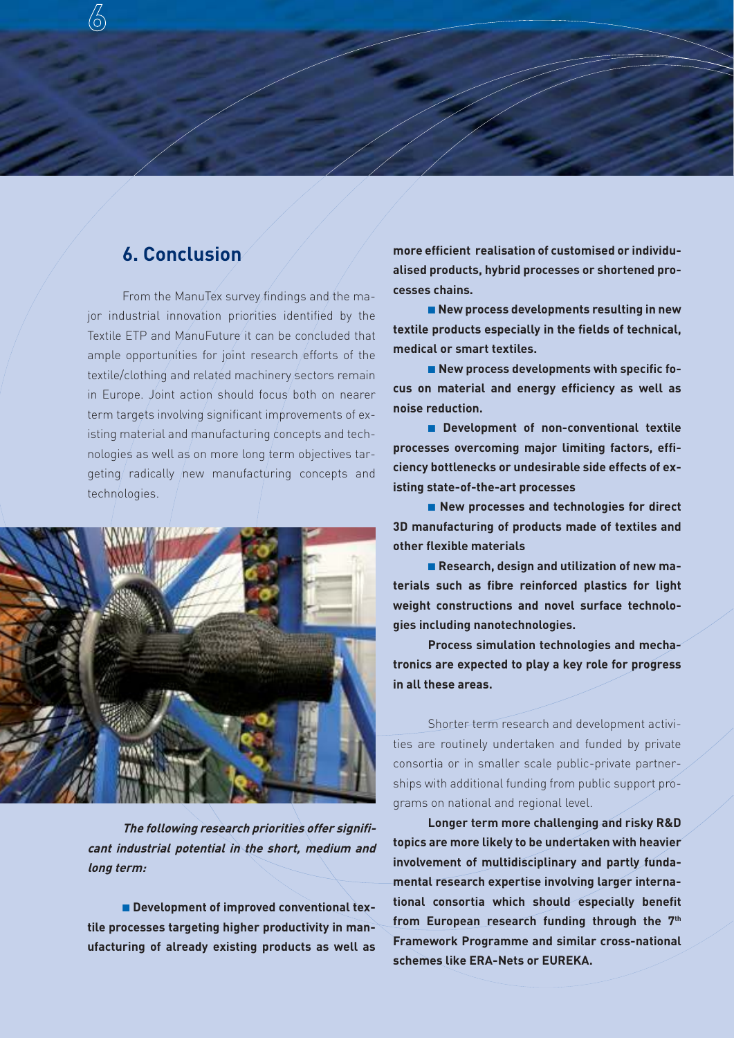## 6. Conclusion

From the ManuTex survey findings and the major industrial innovation priorities identified by the Textile ETP and ManuFuture it can be concluded that ample opportunities for joint research efforts of the textile/clothing and related machinery sectors remain in Europe. Joint action should focus both on nearer term targets involving significant improvements of existing material and manufacturing concepts and technologies as well as on more long term objectives targeting radically new manufacturing concepts and technologies.

***The following research priorities offer significant industrial potential in the short, medium and long term:***

- **Development of improved conventional textile processes targeting higher productivity in manufacturing of already existing products as well as more efficient realisation of customised or individualised products, hybrid processes or shortened processes chains.**
- **New process developments resulting in new textile products especially in the fields of technical, medical or smart textiles.**
- **New process developments with specific focus on material and energy efficiency as well as noise reduction.**
- **Development of non-conventional textile processes overcoming major limiting factors, efficiency bottlenecks or undesirable side effects of existing state-of-the-art processes**
- **New processes and technologies for direct 3D manufacturing of products made of textiles and other flexible materials**
- **Research, design and utilization of new materials such as fibre reinforced plastics for light weight constructions and novel surface technologies including nanotechnologies.**

**Process simulation technologies and mechatronics are expected to play a key role for progress in all these areas.**

Shorter term research and development activities are routinely undertaken and funded by private consortia or in smaller scale public-private partnerships with additional funding from public support programs on national and regional level.

**Longer term more challenging and risky R&D topics are more likely to be undertaken with heavier involvement of multidisciplinary and partly fundamental research expertise involving larger international consortia which should especially benefit from European research funding through the 7th Framework Programme and similar cross-national schemes like ERA-Nets or EUREKA.**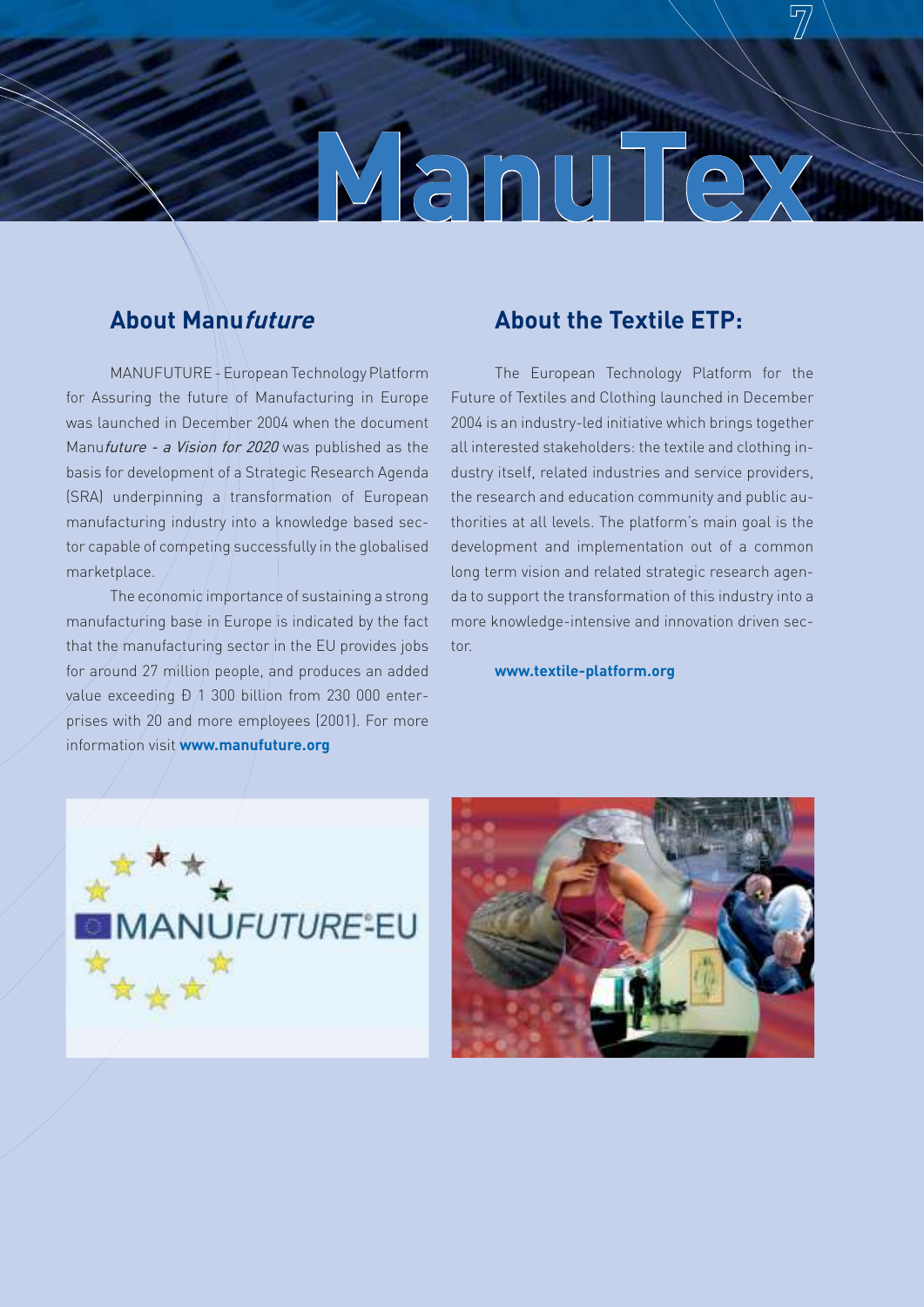# ManuTex

## About Manu*future*

MANUFUTURE - European Technology Platform for Assuring the future of Manufacturing in Europe was launched in December 2004 when the document Manu*future - a Vision for 2020* was published as the basis for development of a Strategic Research Agenda (SRA) underpinning a transformation of European manufacturing industry into a knowledge based sector capable of competing successfully in the globalised marketplace.

The economic importance of sustaining a strong manufacturing base in Europe is indicated by the fact that the manufacturing sector in the EU provides jobs for around 27 million people, and produces an added value exceeding Ð 1 300 billion from 230 000 enterprises with 20 and more employees (2001). For more information visit **www.manufuture.org**

## About the Textile ETP:

The European Technology Platform for the Future of Textiles and Clothing launched in December 2004 is an industry-led initiative which brings together all interested stakeholders: the textile and clothing industry itself, related industries and service providers, the research and education community and public authorities at all levels. The platform's main goal is the development and implementation out of a common long term vision and related strategic research agenda to support the transformation of this industry into a more knowledge-intensive and innovation driven sector.

**www.textile-platform.org**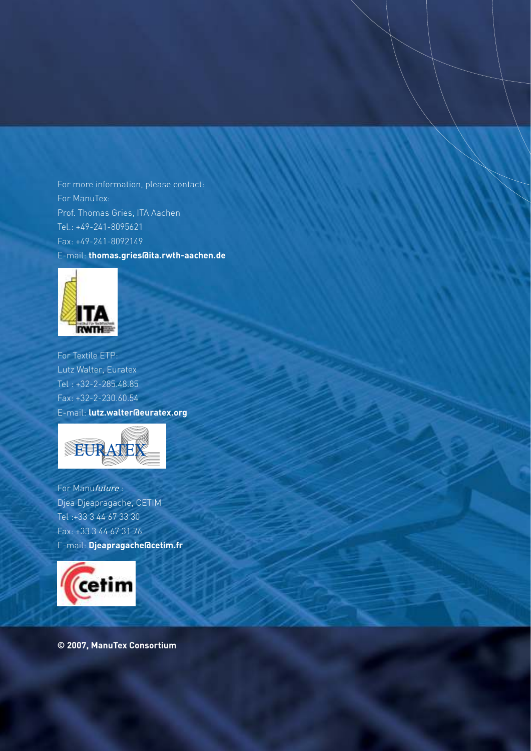For more information, please contact:

For ManuTex:
Prof. Thomas Gries, ITA Aachen
Tel.: +49-241-8095621
Fax: +49-241-8092149
E-mail: **thomas.gries@ita.rwth-aachen.de**

For Textile ETP:
Lutz Walter, Euratex
Tel : +32-2-285.48.85
Fax: +32-2-230.60.54
E-mail: **lutz.walter@euratex.org**

For Manu*future* :
Djea Djeapragache, CETIM
Tel :+33 3 44 67 33 30
Fax: +33 3 44 67 31 76
E-mail: **Djeapragache@cetim.fr**

**© 2007, ManuTex Consortium**